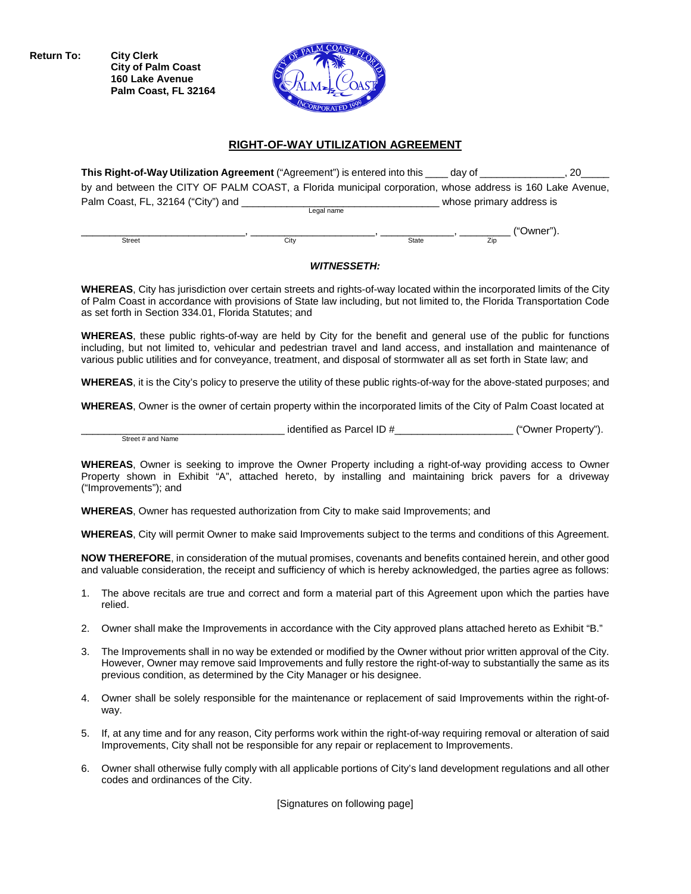**Return To:** City Clerk
City of Palm Coast
160 Lake Avenue
Palm Coast, FL 32164

## RIGHT-OF-WAY UTILIZATION AGREEMENT

**This Right-of-Way Utilization Agreement** ("Agreement") is entered into this ____ day of _______________, 20_____ by and between the CITY OF PALM COAST, a Florida municipal corporation, whose address is 160 Lake Avenue, Palm Coast, FL, 32164 ("City") and ___________________________________ whose primary address is
Legal name

_____________________________, _____________________, _____________, _________ ("Owner").
Street City State Zip

***WITNESSETH:***

**WHEREAS**, City has jurisdiction over certain streets and rights-of-way located within the incorporated limits of the City of Palm Coast in accordance with provisions of State law including, but not limited to, the Florida Transportation Code as set forth in Section 334.01, Florida Statutes; and

**WHEREAS**, these public rights-of-way are held by City for the benefit and general use of the public for functions including, but not limited to, vehicular and pedestrian travel and land access, and installation and maintenance of various public utilities and for conveyance, treatment, and disposal of stormwater all as set forth in State law; and

**WHEREAS**, it is the City's policy to preserve the utility of these public rights-of-way for the above-stated purposes; and

**WHEREAS**, Owner is the owner of certain property within the incorporated limits of the City of Palm Coast located at

___________________________________ identified as Parcel ID #____________________ ("Owner Property").
Street # and Name

**WHEREAS**, Owner is seeking to improve the Owner Property including a right-of-way providing access to Owner Property shown in Exhibit "A", attached hereto, by installing and maintaining brick pavers for a driveway ("Improvements"); and

**WHEREAS**, Owner has requested authorization from City to make said Improvements; and

**WHEREAS**, City will permit Owner to make said Improvements subject to the terms and conditions of this Agreement.

**NOW THEREFORE**, in consideration of the mutual promises, covenants and benefits contained herein, and other good and valuable consideration, the receipt and sufficiency of which is hereby acknowledged, the parties agree as follows:

1. The above recitals are true and correct and form a material part of this Agreement upon which the parties have relied.

2. Owner shall make the Improvements in accordance with the City approved plans attached hereto as Exhibit "B."

3. The Improvements shall in no way be extended or modified by the Owner without prior written approval of the City. However, Owner may remove said Improvements and fully restore the right-of-way to substantially the same as its previous condition, as determined by the City Manager or his designee.

4. Owner shall be solely responsible for the maintenance or replacement of said Improvements within the right-of-way.

5. If, at any time and for any reason, City performs work within the right-of-way requiring removal or alteration of said Improvements, City shall not be responsible for any repair or replacement to Improvements.

6. Owner shall otherwise fully comply with all applicable portions of City's land development regulations and all other codes and ordinances of the City.

[Signatures on following page]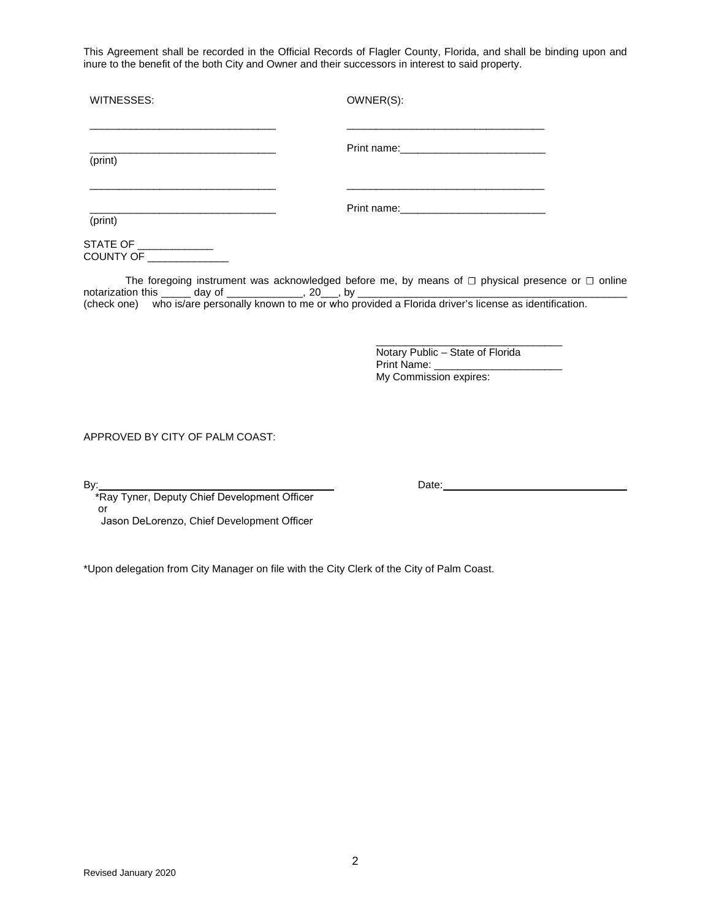This Agreement shall be recorded in the Official Records of Flagler County, Florida, and shall be binding upon and inure to the benefit of the both City and Owner and their successors in interest to said property.

| WITNESSES: | OWNER(S): |
|---|---|
| _______________________________ | _________________________________ |
| _______________________________ (print) | Print name:________________________ |
| _______________________________ | _________________________________ |
| _______________________________ (print) | Print name:________________________ |

STATE OF _____________
COUNTY OF ______________

The foregoing instrument was acknowledged before me, by means of ☐ physical presence or ☐ online notarization this _____ day of _____________, 20___, by _______________________________________________ (check one) who is/are personally known to me or who provided a Florida driver's license as identification.

_______________________________
Notary Public – State of Florida
Print Name: ______________________
My Commission expires:

APPROVED BY CITY OF PALM COAST:

By:_______________________________________ Date:_______________________________

*Ray Tyner, Deputy Chief Development Officer
or
Jason DeLorenzo, Chief Development Officer

*Upon delegation from City Manager on file with the City Clerk of the City of Palm Coast.

Revised January 2020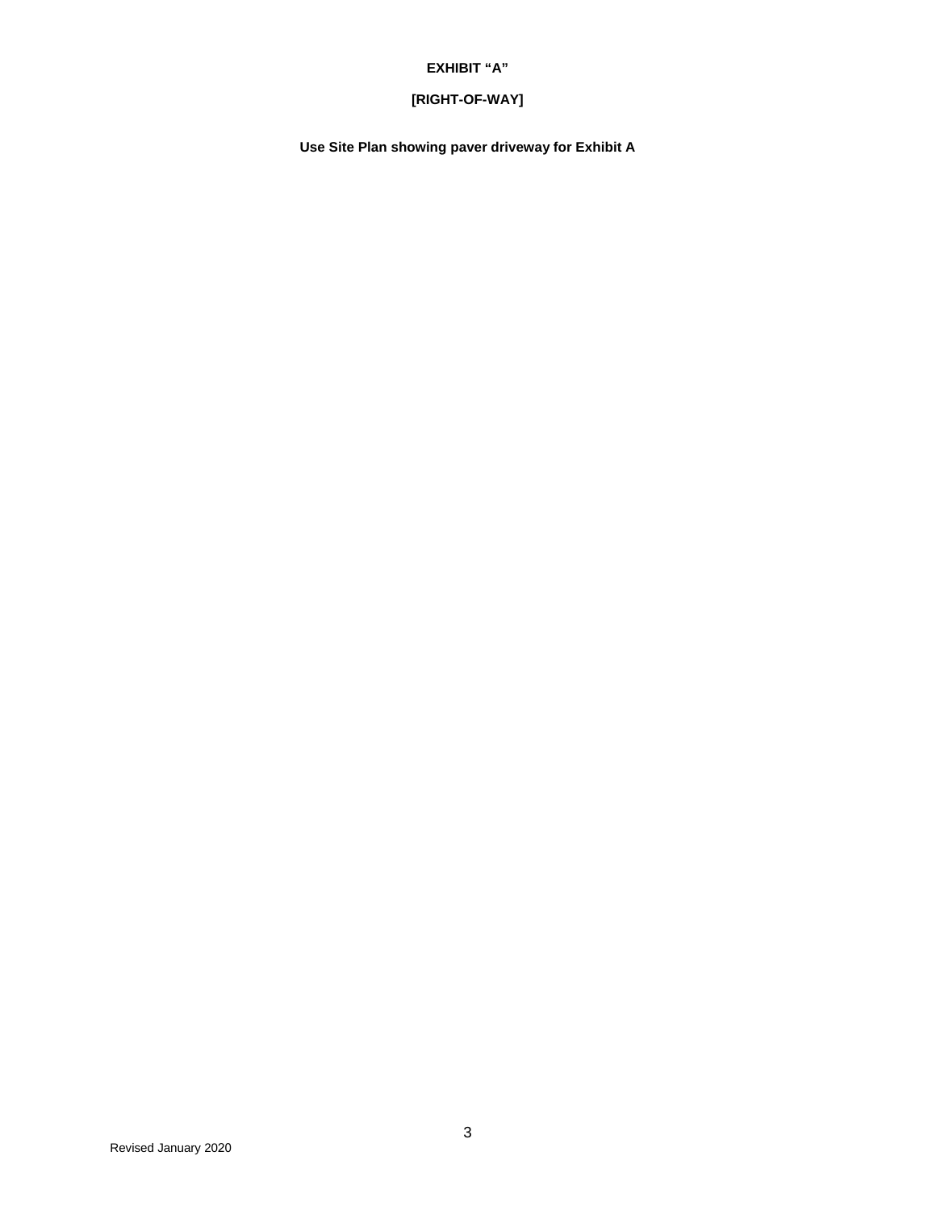**EXHIBIT “A”**

**[RIGHT-OF-WAY]**

**Use Site Plan showing paver driveway for Exhibit A**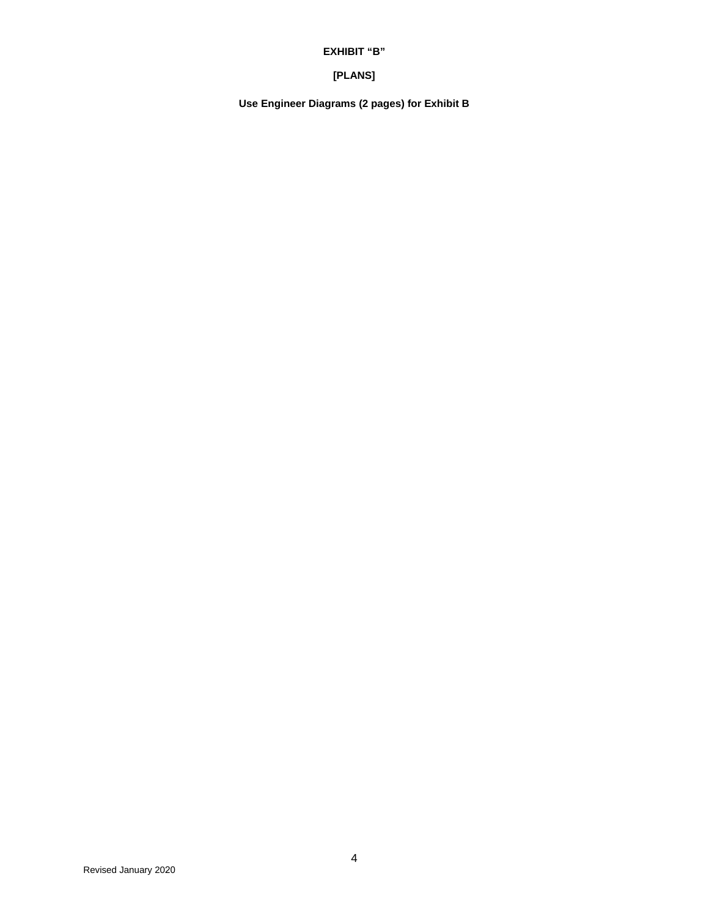**EXHIBIT "B"**

**[PLANS]**

**Use Engineer Diagrams (2 pages) for Exhibit B**

Revised January 2020